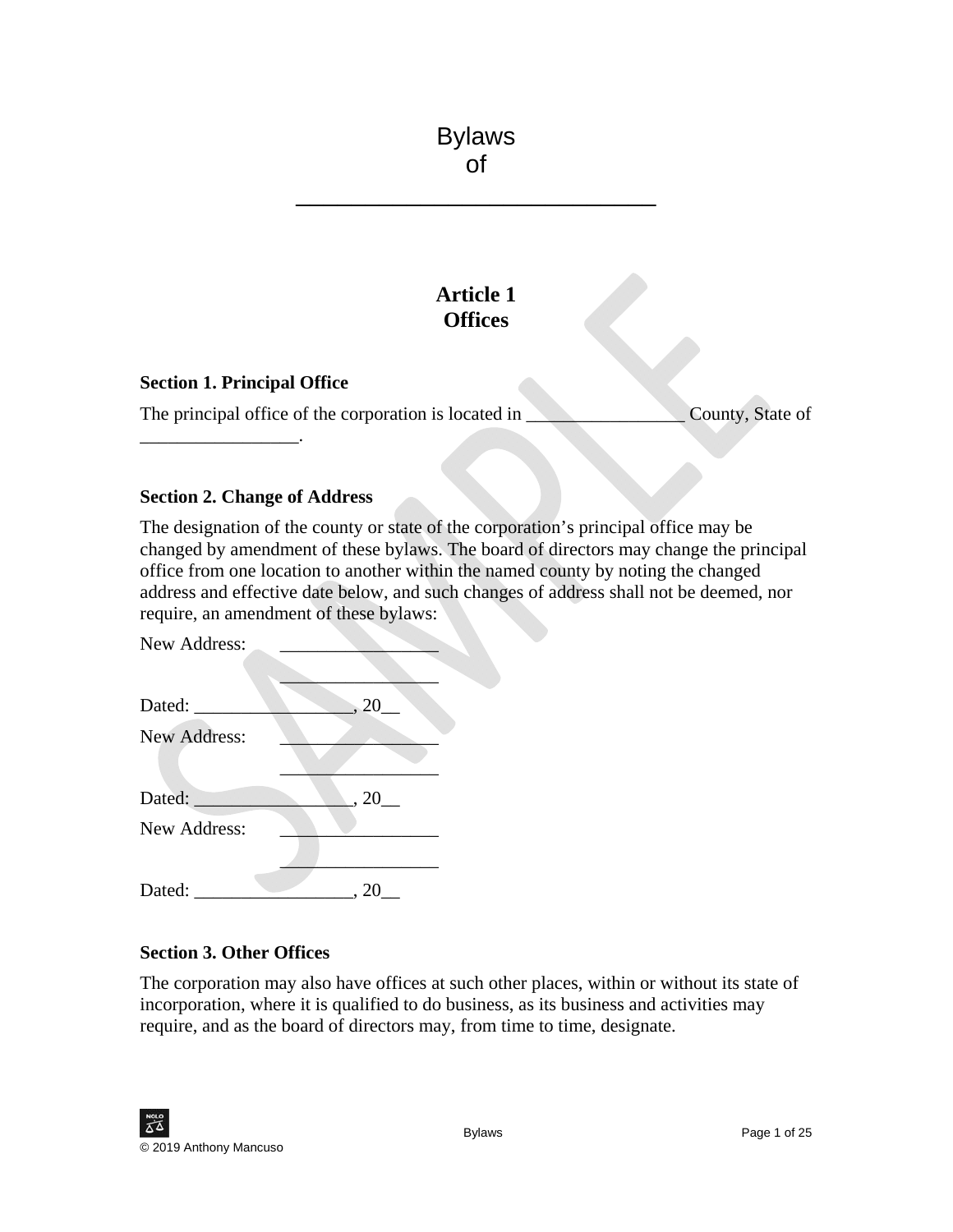# Bylaws of

_______________________________

## Article 1
## Offices

### Section 1. Principal Office

The principal office of the corporation is located in _________________ County, State of _________________.

### Section 2. Change of Address

The designation of the county or state of the corporation's principal office may be changed by amendment of these bylaws. The board of directors may change the principal office from one location to another within the named county by noting the changed address and effective date below, and such changes of address shall not be deemed, nor require, an amendment of these bylaws:

New Address: _________________
_________________

Dated: _________________, 20__

New Address: _________________
_________________

Dated: _________________, 20__

New Address: _________________
_________________

Dated: _________________, 20__

### Section 3. Other Offices

The corporation may also have offices at such other places, within or without its state of incorporation, where it is qualified to do business, as its business and activities may require, and as the board of directors may, from time to time, designate.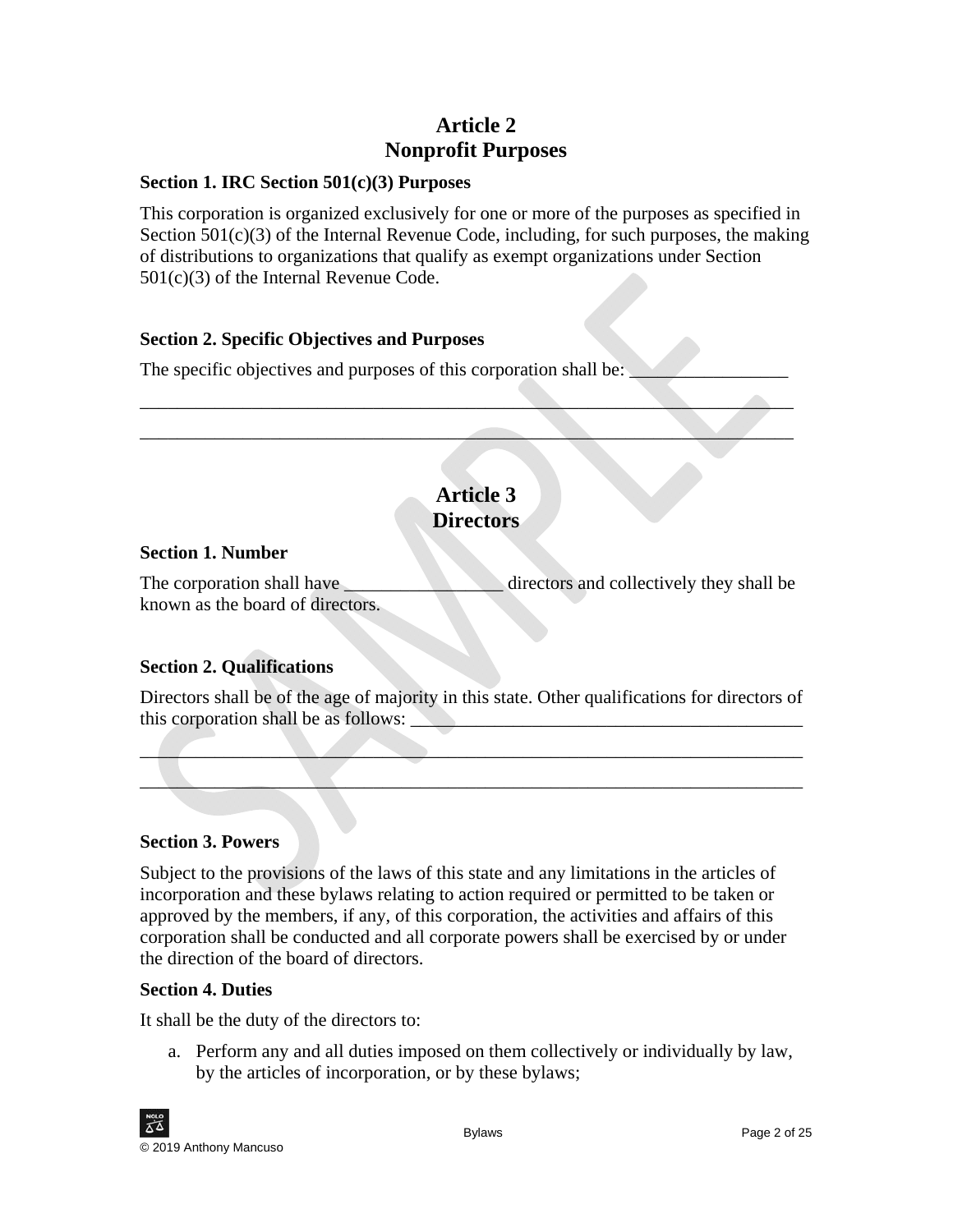# Article 2
# Nonprofit Purposes

### Section 1. IRC Section 501(c)(3) Purposes

This corporation is organized exclusively for one or more of the purposes as specified in Section 501(c)(3) of the Internal Revenue Code, including, for such purposes, the making of distributions to organizations that qualify as exempt organizations under Section 501(c)(3) of the Internal Revenue Code.

### Section 2. Specific Objectives and Purposes

The specific objectives and purposes of this corporation shall be: _________________
_______________________________________________________________________
_______________________________________________________________________

# Article 3
# Directors

### Section 1. Number

The corporation shall have _________________ directors and collectively they shall be known as the board of directors.

### Section 2. Qualifications

Directors shall be of the age of majority in this state. Other qualifications for directors of this corporation shall be as follows: __________________________________________
_______________________________________________________________________
_______________________________________________________________________

### Section 3. Powers

Subject to the provisions of the laws of this state and any limitations in the articles of incorporation and these bylaws relating to action required or permitted to be taken or approved by the members, if any, of this corporation, the activities and affairs of this corporation shall be conducted and all corporate powers shall be exercised by or under the direction of the board of directors.

### Section 4. Duties

It shall be the duty of the directors to:

a. Perform any and all duties imposed on them collectively or individually by law, by the articles of incorporation, or by these bylaws;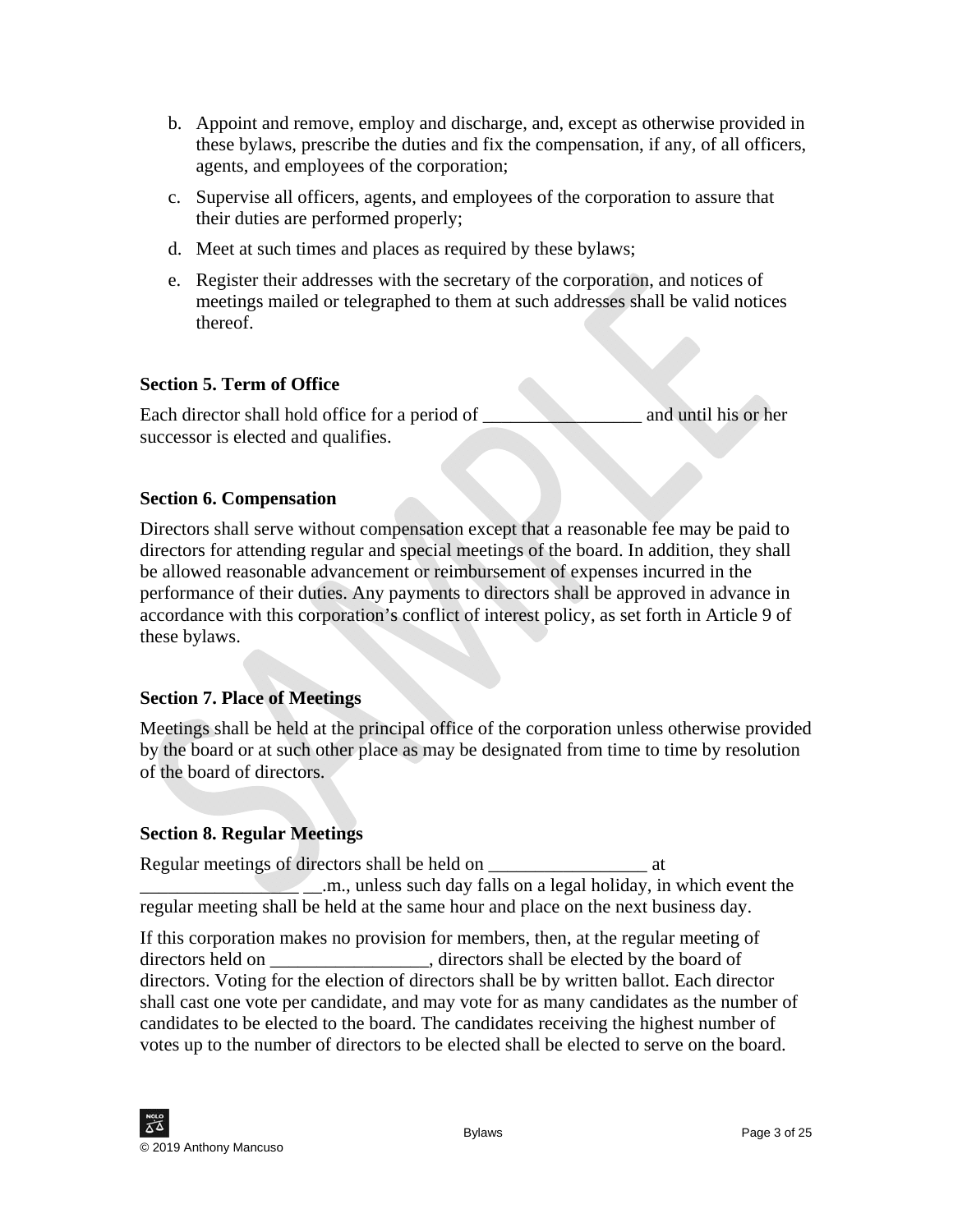b. Appoint and remove, employ and discharge, and, except as otherwise provided in these bylaws, prescribe the duties and fix the compensation, if any, of all officers, agents, and employees of the corporation;

c. Supervise all officers, agents, and employees of the corporation to assure that their duties are performed properly;

d. Meet at such times and places as required by these bylaws;

e. Register their addresses with the secretary of the corporation, and notices of meetings mailed or telegraphed to them at such addresses shall be valid notices thereof.

### Section 5. Term of Office

Each director shall hold office for a period of _________________ and until his or her successor is elected and qualifies.

### Section 6. Compensation

Directors shall serve without compensation except that a reasonable fee may be paid to directors for attending regular and special meetings of the board. In addition, they shall be allowed reasonable advancement or reimbursement of expenses incurred in the performance of their duties. Any payments to directors shall be approved in advance in accordance with this corporation's conflict of interest policy, as set forth in Article 9 of these bylaws.

### Section 7. Place of Meetings

Meetings shall be held at the principal office of the corporation unless otherwise provided by the board or at such other place as may be designated from time to time by resolution of the board of directors.

### Section 8. Regular Meetings

Regular meetings of directors shall be held on _________________ at _________________ __.m., unless such day falls on a legal holiday, in which event the regular meeting shall be held at the same hour and place on the next business day.

If this corporation makes no provision for members, then, at the regular meeting of directors held on _________________, directors shall be elected by the board of directors. Voting for the election of directors shall be by written ballot. Each director shall cast one vote per candidate, and may vote for as many candidates as the number of candidates to be elected to the board. The candidates receiving the highest number of votes up to the number of directors to be elected shall be elected to serve on the board.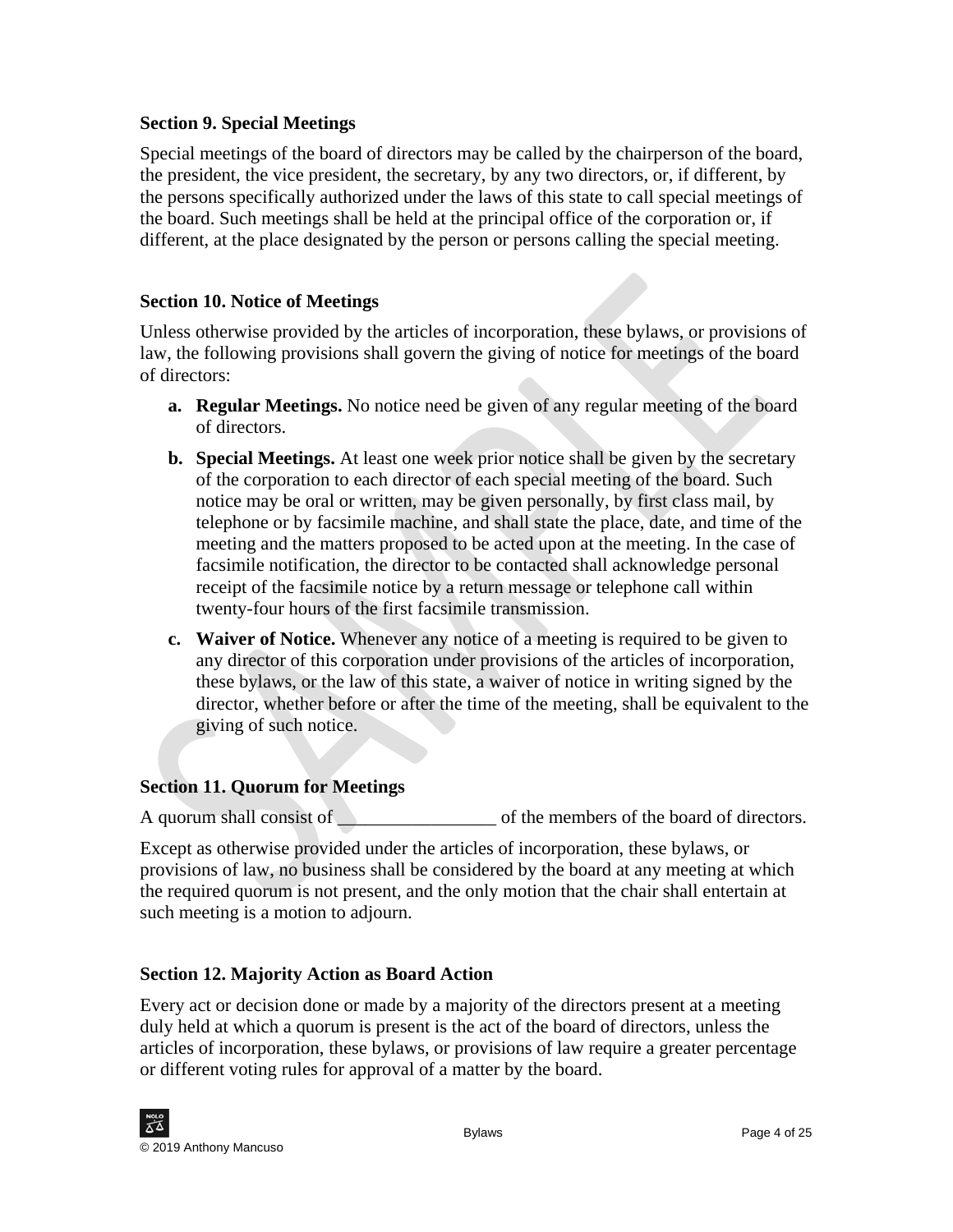### Section 9. Special Meetings

Special meetings of the board of directors may be called by the chairperson of the board, the president, the vice president, the secretary, by any two directors, or, if different, by the persons specifically authorized under the laws of this state to call special meetings of the board. Such meetings shall be held at the principal office of the corporation or, if different, at the place designated by the person or persons calling the special meeting.

### Section 10. Notice of Meetings

Unless otherwise provided by the articles of incorporation, these bylaws, or provisions of law, the following provisions shall govern the giving of notice for meetings of the board of directors:

- **a. Regular Meetings.** No notice need be given of any regular meeting of the board of directors.
- **b. Special Meetings.** At least one week prior notice shall be given by the secretary of the corporation to each director of each special meeting of the board. Such notice may be oral or written, may be given personally, by first class mail, by telephone or by facsimile machine, and shall state the place, date, and time of the meeting and the matters proposed to be acted upon at the meeting. In the case of facsimile notification, the director to be contacted shall acknowledge personal receipt of the facsimile notice by a return message or telephone call within twenty-four hours of the first facsimile transmission.
- **c. Waiver of Notice.** Whenever any notice of a meeting is required to be given to any director of this corporation under provisions of the articles of incorporation, these bylaws, or the law of this state, a waiver of notice in writing signed by the director, whether before or after the time of the meeting, shall be equivalent to the giving of such notice.

### Section 11. Quorum for Meetings

A quorum shall consist of _________________ of the members of the board of directors.

Except as otherwise provided under the articles of incorporation, these bylaws, or provisions of law, no business shall be considered by the board at any meeting at which the required quorum is not present, and the only motion that the chair shall entertain at such meeting is a motion to adjourn.

### Section 12. Majority Action as Board Action

Every act or decision done or made by a majority of the directors present at a meeting duly held at which a quorum is present is the act of the board of directors, unless the articles of incorporation, these bylaws, or provisions of law require a greater percentage or different voting rules for approval of a matter by the board.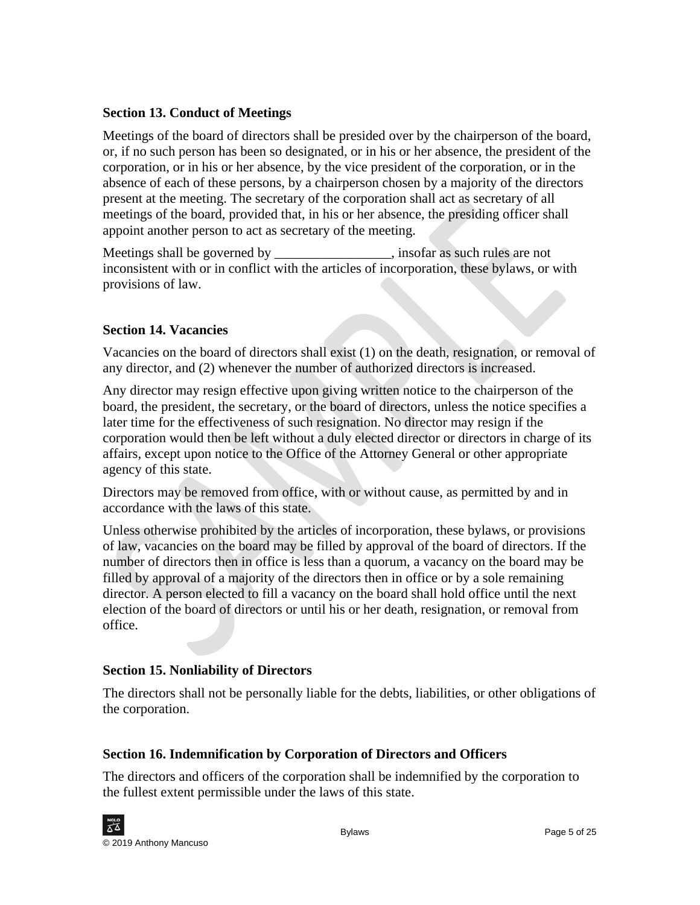**Section 13. Conduct of Meetings**

Meetings of the board of directors shall be presided over by the chairperson of the board, or, if no such person has been so designated, or in his or her absence, the president of the corporation, or in his or her absence, by the vice president of the corporation, or in the absence of each of these persons, by a chairperson chosen by a majority of the directors present at the meeting. The secretary of the corporation shall act as secretary of all meetings of the board, provided that, in his or her absence, the presiding officer shall appoint another person to act as secretary of the meeting.

Meetings shall be governed by _________________, insofar as such rules are not inconsistent with or in conflict with the articles of incorporation, these bylaws, or with provisions of law.

**Section 14. Vacancies**

Vacancies on the board of directors shall exist (1) on the death, resignation, or removal of any director, and (2) whenever the number of authorized directors is increased.

Any director may resign effective upon giving written notice to the chairperson of the board, the president, the secretary, or the board of directors, unless the notice specifies a later time for the effectiveness of such resignation. No director may resign if the corporation would then be left without a duly elected director or directors in charge of its affairs, except upon notice to the Office of the Attorney General or other appropriate agency of this state.

Directors may be removed from office, with or without cause, as permitted by and in accordance with the laws of this state.

Unless otherwise prohibited by the articles of incorporation, these bylaws, or provisions of law, vacancies on the board may be filled by approval of the board of directors. If the number of directors then in office is less than a quorum, a vacancy on the board may be filled by approval of a majority of the directors then in office or by a sole remaining director. A person elected to fill a vacancy on the board shall hold office until the next election of the board of directors or until his or her death, resignation, or removal from office.

**Section 15. Nonliability of Directors**

The directors shall not be personally liable for the debts, liabilities, or other obligations of the corporation.

**Section 16. Indemnification by Corporation of Directors and Officers**

The directors and officers of the corporation shall be indemnified by the corporation to the fullest extent permissible under the laws of this state.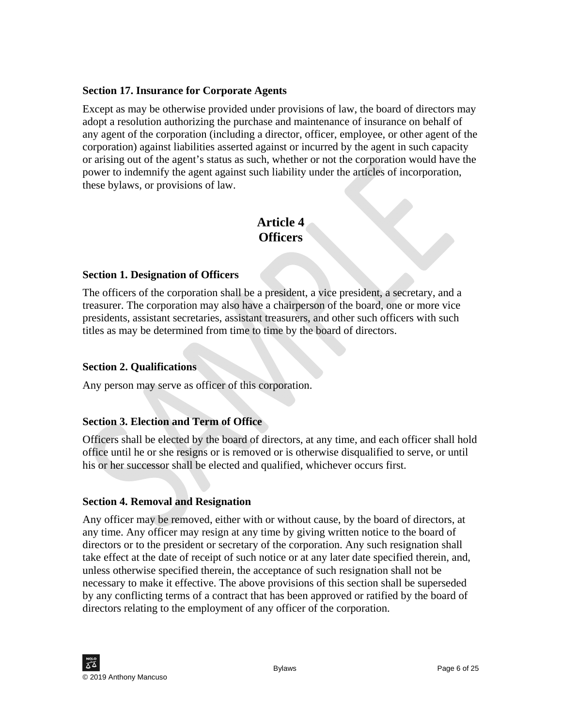### Section 17. Insurance for Corporate Agents

Except as may be otherwise provided under provisions of law, the board of directors may adopt a resolution authorizing the purchase and maintenance of insurance on behalf of any agent of the corporation (including a director, officer, employee, or other agent of the corporation) against liabilities asserted against or incurred by the agent in such capacity or arising out of the agent's status as such, whether or not the corporation would have the power to indemnify the agent against such liability under the articles of incorporation, these bylaws, or provisions of law.

## Article 4
## Officers

### Section 1. Designation of Officers

The officers of the corporation shall be a president, a vice president, a secretary, and a treasurer. The corporation may also have a chairperson of the board, one or more vice presidents, assistant secretaries, assistant treasurers, and other such officers with such titles as may be determined from time to time by the board of directors.

### Section 2. Qualifications

Any person may serve as officer of this corporation.

### Section 3. Election and Term of Office

Officers shall be elected by the board of directors, at any time, and each officer shall hold office until he or she resigns or is removed or is otherwise disqualified to serve, or until his or her successor shall be elected and qualified, whichever occurs first.

### Section 4. Removal and Resignation

Any officer may be removed, either with or without cause, by the board of directors, at any time. Any officer may resign at any time by giving written notice to the board of directors or to the president or secretary of the corporation. Any such resignation shall take effect at the date of receipt of such notice or at any later date specified therein, and, unless otherwise specified therein, the acceptance of such resignation shall not be necessary to make it effective. The above provisions of this section shall be superseded by any conflicting terms of a contract that has been approved or ratified by the board of directors relating to the employment of any officer of the corporation.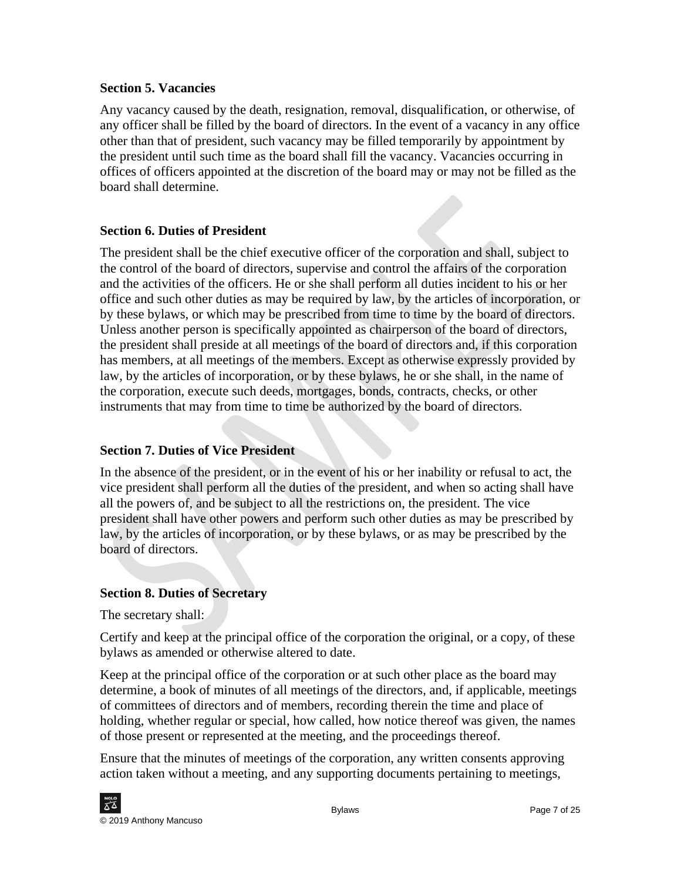### Section 5. Vacancies

Any vacancy caused by the death, resignation, removal, disqualification, or otherwise, of any officer shall be filled by the board of directors. In the event of a vacancy in any office other than that of president, such vacancy may be filled temporarily by appointment by the president until such time as the board shall fill the vacancy. Vacancies occurring in offices of officers appointed at the discretion of the board may or may not be filled as the board shall determine.

### Section 6. Duties of President

The president shall be the chief executive officer of the corporation and shall, subject to the control of the board of directors, supervise and control the affairs of the corporation and the activities of the officers. He or she shall perform all duties incident to his or her office and such other duties as may be required by law, by the articles of incorporation, or by these bylaws, or which may be prescribed from time to time by the board of directors. Unless another person is specifically appointed as chairperson of the board of directors, the president shall preside at all meetings of the board of directors and, if this corporation has members, at all meetings of the members. Except as otherwise expressly provided by law, by the articles of incorporation, or by these bylaws, he or she shall, in the name of the corporation, execute such deeds, mortgages, bonds, contracts, checks, or other instruments that may from time to time be authorized by the board of directors.

### Section 7. Duties of Vice President

In the absence of the president, or in the event of his or her inability or refusal to act, the vice president shall perform all the duties of the president, and when so acting shall have all the powers of, and be subject to all the restrictions on, the president. The vice president shall have other powers and perform such other duties as may be prescribed by law, by the articles of incorporation, or by these bylaws, or as may be prescribed by the board of directors.

### Section 8. Duties of Secretary

The secretary shall:

Certify and keep at the principal office of the corporation the original, or a copy, of these bylaws as amended or otherwise altered to date.

Keep at the principal office of the corporation or at such other place as the board may determine, a book of minutes of all meetings of the directors, and, if applicable, meetings of committees of directors and of members, recording therein the time and place of holding, whether regular or special, how called, how notice thereof was given, the names of those present or represented at the meeting, and the proceedings thereof.

Ensure that the minutes of meetings of the corporation, any written consents approving action taken without a meeting, and any supporting documents pertaining to meetings,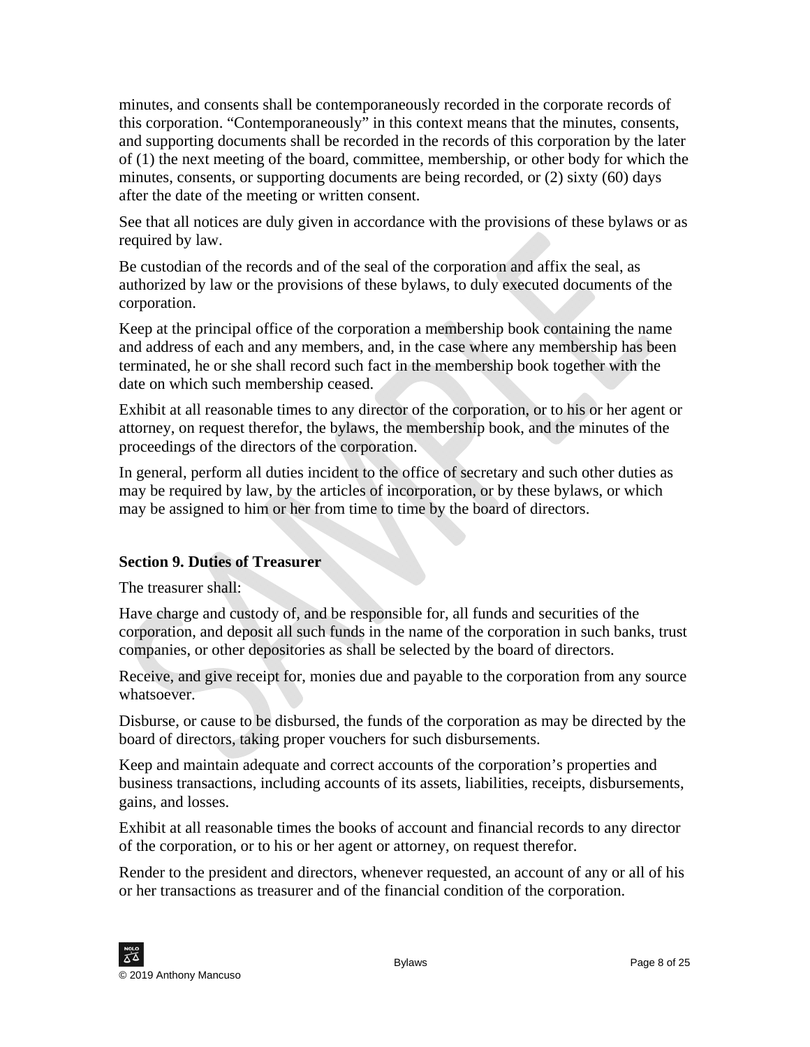minutes, and consents shall be contemporaneously recorded in the corporate records of this corporation. "Contemporaneously" in this context means that the minutes, consents, and supporting documents shall be recorded in the records of this corporation by the later of (1) the next meeting of the board, committee, membership, or other body for which the minutes, consents, or supporting documents are being recorded, or (2) sixty (60) days after the date of the meeting or written consent.

See that all notices are duly given in accordance with the provisions of these bylaws or as required by law.

Be custodian of the records and of the seal of the corporation and affix the seal, as authorized by law or the provisions of these bylaws, to duly executed documents of the corporation.

Keep at the principal office of the corporation a membership book containing the name and address of each and any members, and, in the case where any membership has been terminated, he or she shall record such fact in the membership book together with the date on which such membership ceased.

Exhibit at all reasonable times to any director of the corporation, or to his or her agent or attorney, on request therefor, the bylaws, the membership book, and the minutes of the proceedings of the directors of the corporation.

In general, perform all duties incident to the office of secretary and such other duties as may be required by law, by the articles of incorporation, or by these bylaws, or which may be assigned to him or her from time to time by the board of directors.

**Section 9. Duties of Treasurer**

The treasurer shall:

Have charge and custody of, and be responsible for, all funds and securities of the corporation, and deposit all such funds in the name of the corporation in such banks, trust companies, or other depositories as shall be selected by the board of directors.

Receive, and give receipt for, monies due and payable to the corporation from any source whatsoever.

Disburse, or cause to be disbursed, the funds of the corporation as may be directed by the board of directors, taking proper vouchers for such disbursements.

Keep and maintain adequate and correct accounts of the corporation's properties and business transactions, including accounts of its assets, liabilities, receipts, disbursements, gains, and losses.

Exhibit at all reasonable times the books of account and financial records to any director of the corporation, or to his or her agent or attorney, on request therefor.

Render to the president and directors, whenever requested, an account of any or all of his or her transactions as treasurer and of the financial condition of the corporation.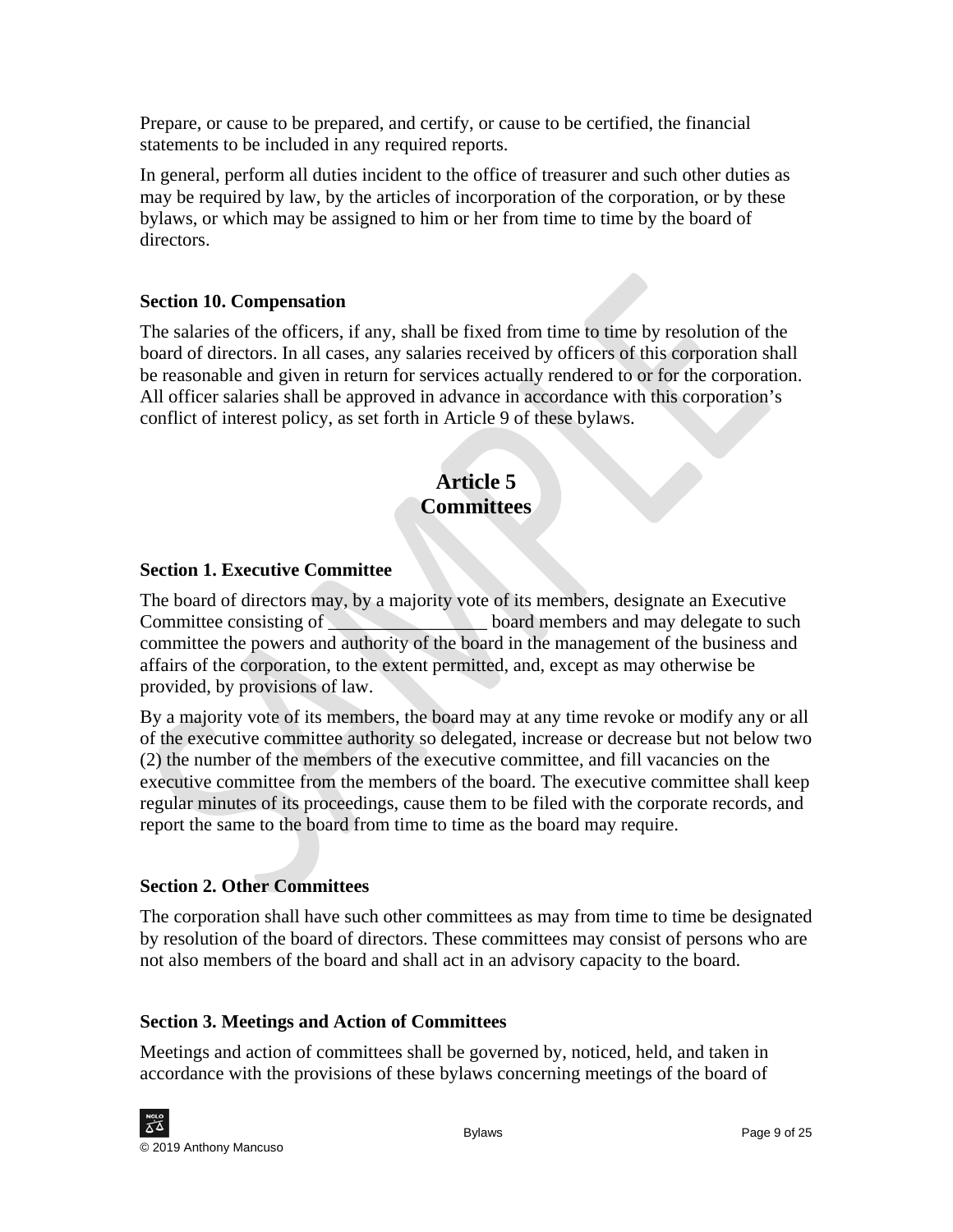Prepare, or cause to be prepared, and certify, or cause to be certified, the financial statements to be included in any required reports.

In general, perform all duties incident to the office of treasurer and such other duties as may be required by law, by the articles of incorporation of the corporation, or by these bylaws, or which may be assigned to him or her from time to time by the board of directors.

### Section 10. Compensation

The salaries of the officers, if any, shall be fixed from time to time by resolution of the board of directors. In all cases, any salaries received by officers of this corporation shall be reasonable and given in return for services actually rendered to or for the corporation. All officer salaries shall be approved in advance in accordance with this corporation's conflict of interest policy, as set forth in Article 9 of these bylaws.

## Article 5
## Committees

### Section 1. Executive Committee

The board of directors may, by a majority vote of its members, designate an Executive Committee consisting of _________________ board members and may delegate to such committee the powers and authority of the board in the management of the business and affairs of the corporation, to the extent permitted, and, except as may otherwise be provided, by provisions of law.

By a majority vote of its members, the board may at any time revoke or modify any or all of the executive committee authority so delegated, increase or decrease but not below two (2) the number of the members of the executive committee, and fill vacancies on the executive committee from the members of the board. The executive committee shall keep regular minutes of its proceedings, cause them to be filed with the corporate records, and report the same to the board from time to time as the board may require.

### Section 2. Other Committees

The corporation shall have such other committees as may from time to time be designated by resolution of the board of directors. These committees may consist of persons who are not also members of the board and shall act in an advisory capacity to the board.

### Section 3. Meetings and Action of Committees

Meetings and action of committees shall be governed by, noticed, held, and taken in accordance with the provisions of these bylaws concerning meetings of the board of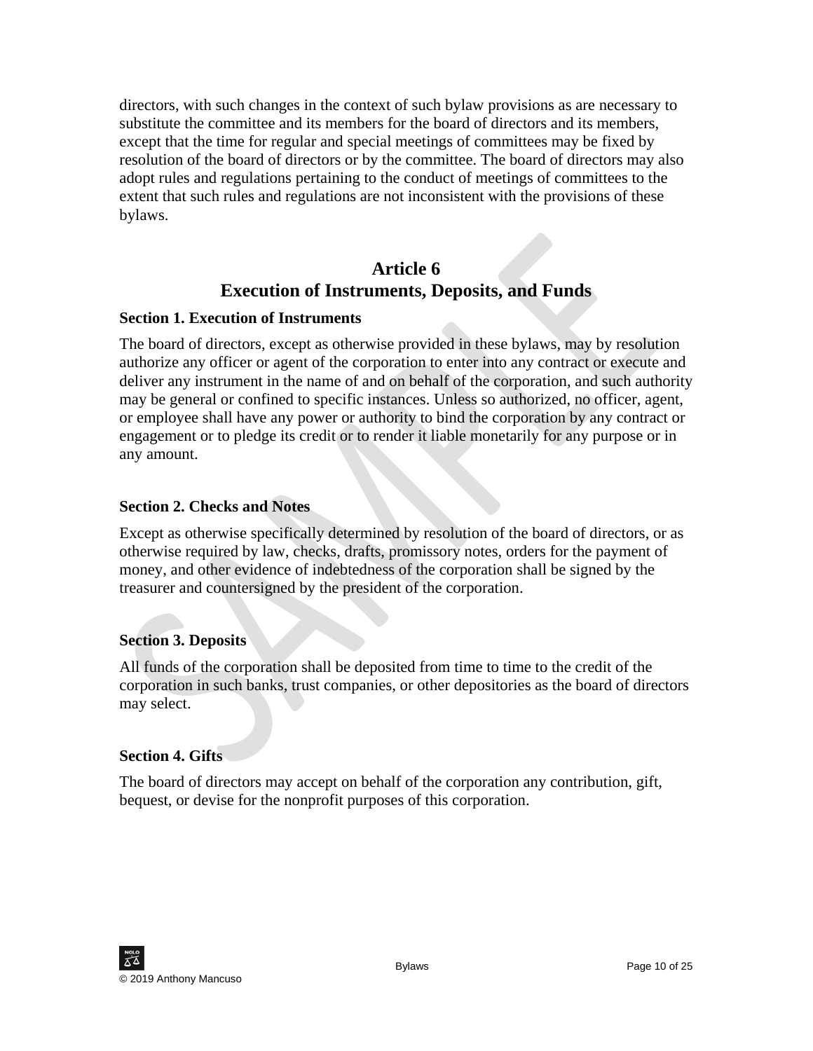directors, with such changes in the context of such bylaw provisions as are necessary to substitute the committee and its members for the board of directors and its members, except that the time for regular and special meetings of committees may be fixed by resolution of the board of directors or by the committee. The board of directors may also adopt rules and regulations pertaining to the conduct of meetings of committees to the extent that such rules and regulations are not inconsistent with the provisions of these bylaws.

## Article 6
## Execution of Instruments, Deposits, and Funds

**Section 1. Execution of Instruments**

The board of directors, except as otherwise provided in these bylaws, may by resolution authorize any officer or agent of the corporation to enter into any contract or execute and deliver any instrument in the name of and on behalf of the corporation, and such authority may be general or confined to specific instances. Unless so authorized, no officer, agent, or employee shall have any power or authority to bind the corporation by any contract or engagement or to pledge its credit or to render it liable monetarily for any purpose or in any amount.

**Section 2. Checks and Notes**

Except as otherwise specifically determined by resolution of the board of directors, or as otherwise required by law, checks, drafts, promissory notes, orders for the payment of money, and other evidence of indebtedness of the corporation shall be signed by the treasurer and countersigned by the president of the corporation.

**Section 3. Deposits**

All funds of the corporation shall be deposited from time to time to the credit of the corporation in such banks, trust companies, or other depositories as the board of directors may select.

**Section 4. Gifts**

The board of directors may accept on behalf of the corporation any contribution, gift, bequest, or devise for the nonprofit purposes of this corporation.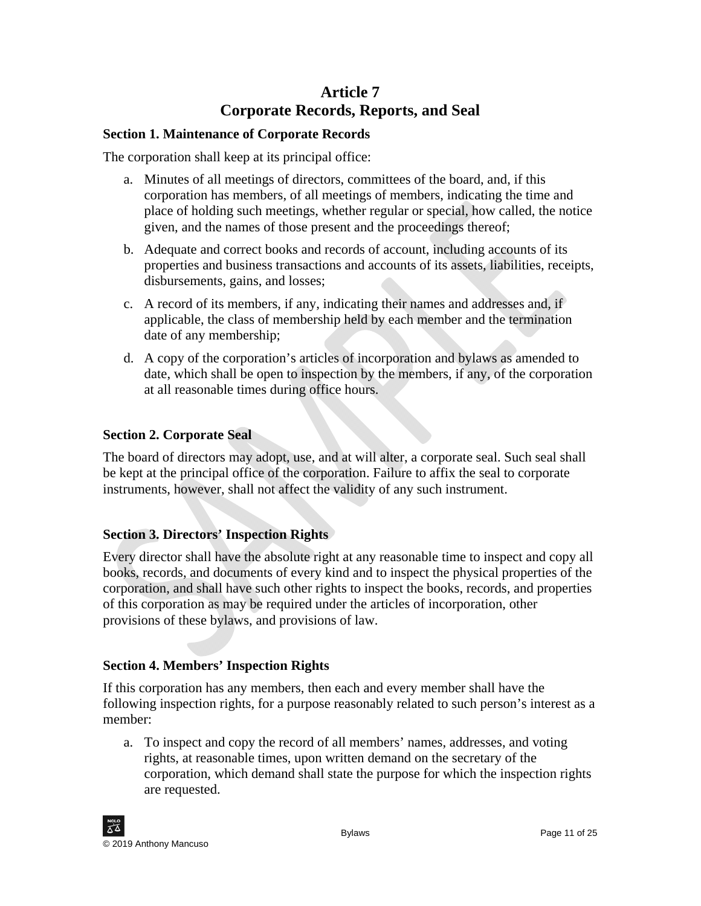# Article 7
# Corporate Records, Reports, and Seal

### Section 1. Maintenance of Corporate Records

The corporation shall keep at its principal office:

a. Minutes of all meetings of directors, committees of the board, and, if this corporation has members, of all meetings of members, indicating the time and place of holding such meetings, whether regular or special, how called, the notice given, and the names of those present and the proceedings thereof;

b. Adequate and correct books and records of account, including accounts of its properties and business transactions and accounts of its assets, liabilities, receipts, disbursements, gains, and losses;

c. A record of its members, if any, indicating their names and addresses and, if applicable, the class of membership held by each member and the termination date of any membership;

d. A copy of the corporation's articles of incorporation and bylaws as amended to date, which shall be open to inspection by the members, if any, of the corporation at all reasonable times during office hours.

### Section 2. Corporate Seal

The board of directors may adopt, use, and at will alter, a corporate seal. Such seal shall be kept at the principal office of the corporation. Failure to affix the seal to corporate instruments, however, shall not affect the validity of any such instrument.

### Section 3. Directors' Inspection Rights

Every director shall have the absolute right at any reasonable time to inspect and copy all books, records, and documents of every kind and to inspect the physical properties of the corporation, and shall have such other rights to inspect the books, records, and properties of this corporation as may be required under the articles of incorporation, other provisions of these bylaws, and provisions of law.

### Section 4. Members' Inspection Rights

If this corporation has any members, then each and every member shall have the following inspection rights, for a purpose reasonably related to such person's interest as a member:

a. To inspect and copy the record of all members' names, addresses, and voting rights, at reasonable times, upon written demand on the secretary of the corporation, which demand shall state the purpose for which the inspection rights are requested.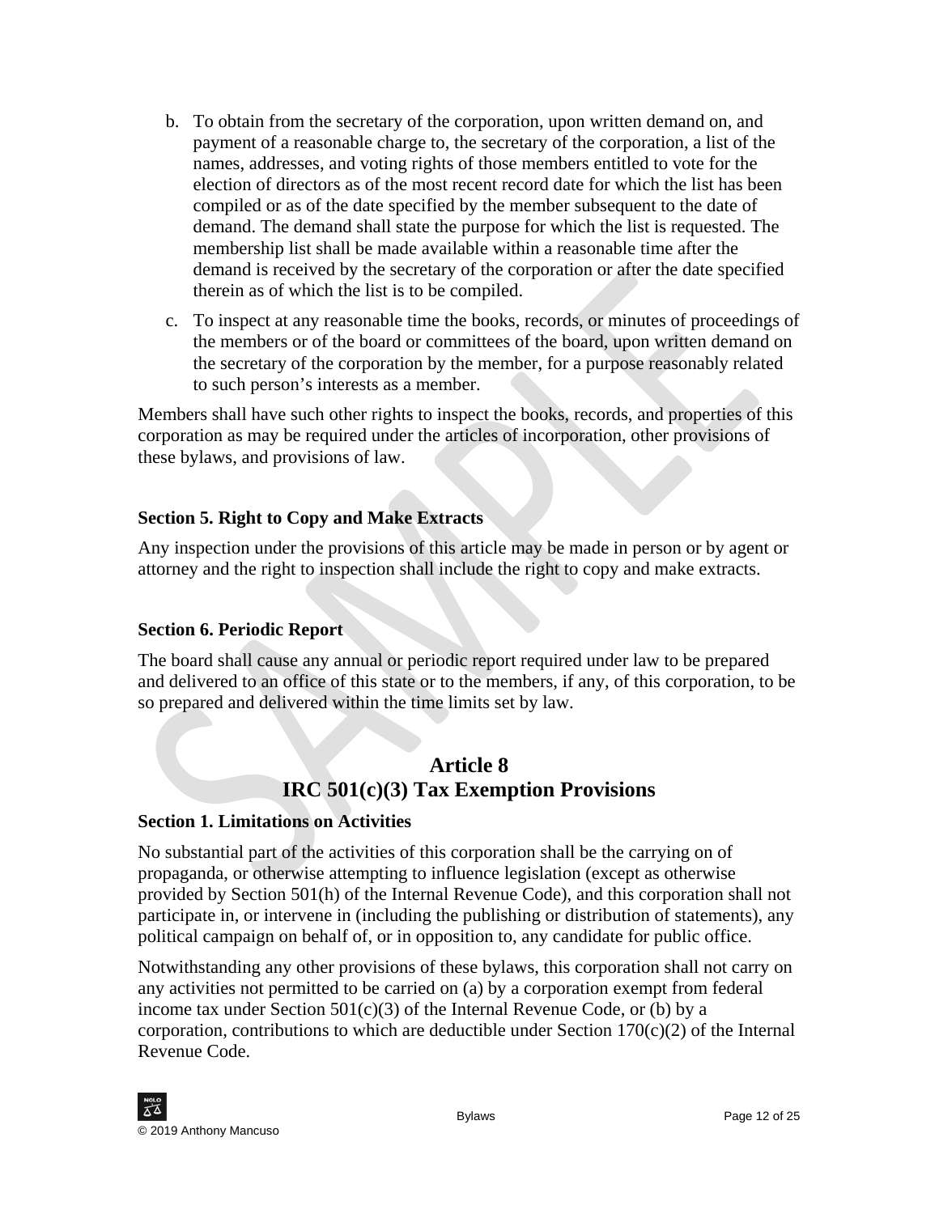b. To obtain from the secretary of the corporation, upon written demand on, and payment of a reasonable charge to, the secretary of the corporation, a list of the names, addresses, and voting rights of those members entitled to vote for the election of directors as of the most recent record date for which the list has been compiled or as of the date specified by the member subsequent to the date of demand. The demand shall state the purpose for which the list is requested. The membership list shall be made available within a reasonable time after the demand is received by the secretary of the corporation or after the date specified therein as of which the list is to be compiled.

c. To inspect at any reasonable time the books, records, or minutes of proceedings of the members or of the board or committees of the board, upon written demand on the secretary of the corporation by the member, for a purpose reasonably related to such person's interests as a member.

Members shall have such other rights to inspect the books, records, and properties of this corporation as may be required under the articles of incorporation, other provisions of these bylaws, and provisions of law.

**Section 5. Right to Copy and Make Extracts**

Any inspection under the provisions of this article may be made in person or by agent or attorney and the right to inspection shall include the right to copy and make extracts.

**Section 6. Periodic Report**

The board shall cause any annual or periodic report required under law to be prepared and delivered to an office of this state or to the members, if any, of this corporation, to be so prepared and delivered within the time limits set by law.

## Article 8
## IRC 501(c)(3) Tax Exemption Provisions

**Section 1. Limitations on Activities**

No substantial part of the activities of this corporation shall be the carrying on of propaganda, or otherwise attempting to influence legislation (except as otherwise provided by Section 501(h) of the Internal Revenue Code), and this corporation shall not participate in, or intervene in (including the publishing or distribution of statements), any political campaign on behalf of, or in opposition to, any candidate for public office.

Notwithstanding any other provisions of these bylaws, this corporation shall not carry on any activities not permitted to be carried on (a) by a corporation exempt from federal income tax under Section 501(c)(3) of the Internal Revenue Code, or (b) by a corporation, contributions to which are deductible under Section 170(c)(2) of the Internal Revenue Code.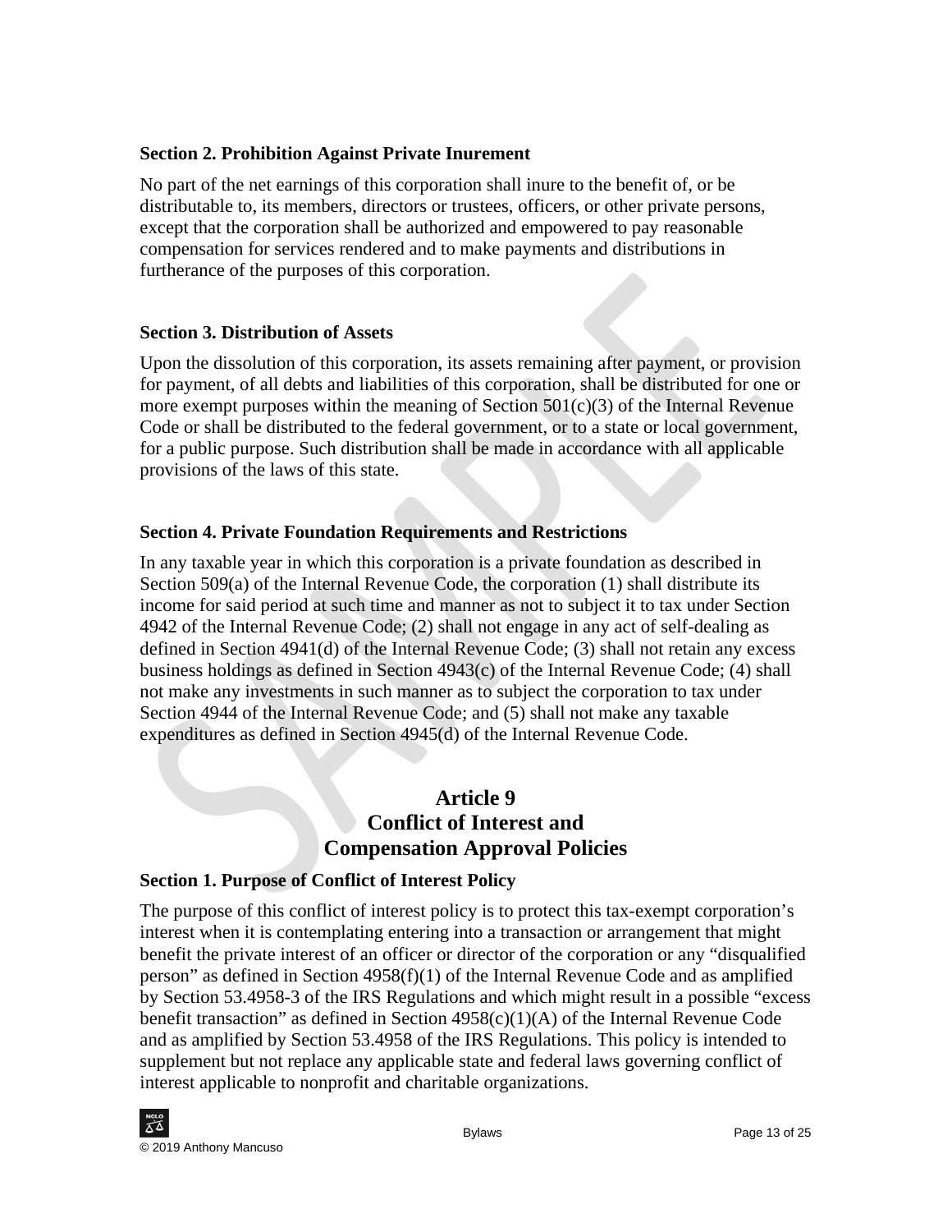### Section 2. Prohibition Against Private Inurement

No part of the net earnings of this corporation shall inure to the benefit of, or be distributable to, its members, directors or trustees, officers, or other private persons, except that the corporation shall be authorized and empowered to pay reasonable compensation for services rendered and to make payments and distributions in furtherance of the purposes of this corporation.

### Section 3. Distribution of Assets

Upon the dissolution of this corporation, its assets remaining after payment, or provision for payment, of all debts and liabilities of this corporation, shall be distributed for one or more exempt purposes within the meaning of Section 501(c)(3) of the Internal Revenue Code or shall be distributed to the federal government, or to a state or local government, for a public purpose. Such distribution shall be made in accordance with all applicable provisions of the laws of this state.

### Section 4. Private Foundation Requirements and Restrictions

In any taxable year in which this corporation is a private foundation as described in Section 509(a) of the Internal Revenue Code, the corporation (1) shall distribute its income for said period at such time and manner as not to subject it to tax under Section 4942 of the Internal Revenue Code; (2) shall not engage in any act of self-dealing as defined in Section 4941(d) of the Internal Revenue Code; (3) shall not retain any excess business holdings as defined in Section 4943(c) of the Internal Revenue Code; (4) shall not make any investments in such manner as to subject the corporation to tax under Section 4944 of the Internal Revenue Code; and (5) shall not make any taxable expenditures as defined in Section 4945(d) of the Internal Revenue Code.

## Article 9
## Conflict of Interest and Compensation Approval Policies

### Section 1. Purpose of Conflict of Interest Policy

The purpose of this conflict of interest policy is to protect this tax-exempt corporation's interest when it is contemplating entering into a transaction or arrangement that might benefit the private interest of an officer or director of the corporation or any "disqualified person" as defined in Section 4958(f)(1) of the Internal Revenue Code and as amplified by Section 53.4958-3 of the IRS Regulations and which might result in a possible "excess benefit transaction" as defined in Section 4958(c)(1)(A) of the Internal Revenue Code and as amplified by Section 53.4958 of the IRS Regulations. This policy is intended to supplement but not replace any applicable state and federal laws governing conflict of interest applicable to nonprofit and charitable organizations.